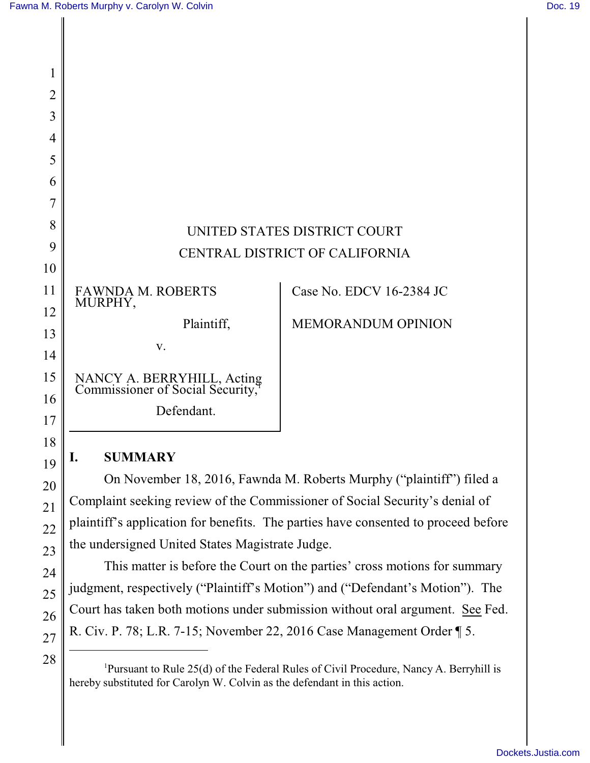UNITED STATES DISTRICT COURT

CENTRAL DISTRICT OF CALIFORNIA

| | |
|---|---|
| FAWNDA M. ROBERTS MURPHY, Plaintiff, v. NANCY A. BERRYHILL, Acting Commissioner of Social Security,[1] Defendant. | Case No. EDCV 16-2384 JC<br><br>MEMORANDUM OPINION |

## I. SUMMARY

On November 18, 2016, Fawnda M. Roberts Murphy ("plaintiff") filed a Complaint seeking review of the Commissioner of Social Security's denial of plaintiff's application for benefits. The parties have consented to proceed before the undersigned United States Magistrate Judge.

This matter is before the Court on the parties' cross motions for summary judgment, respectively ("Plaintiff's Motion") and ("Defendant's Motion"). The Court has taken both motions under submission without oral argument. See Fed. R. Civ. P. 78; L.R. 7-15; November 22, 2016 Case Management Order ¶ 5.

---

[1]Pursuant to Rule 25(d) of the Federal Rules of Civil Procedure, Nancy A. Berryhill is hereby substituted for Carolyn W. Colvin as the defendant in this action.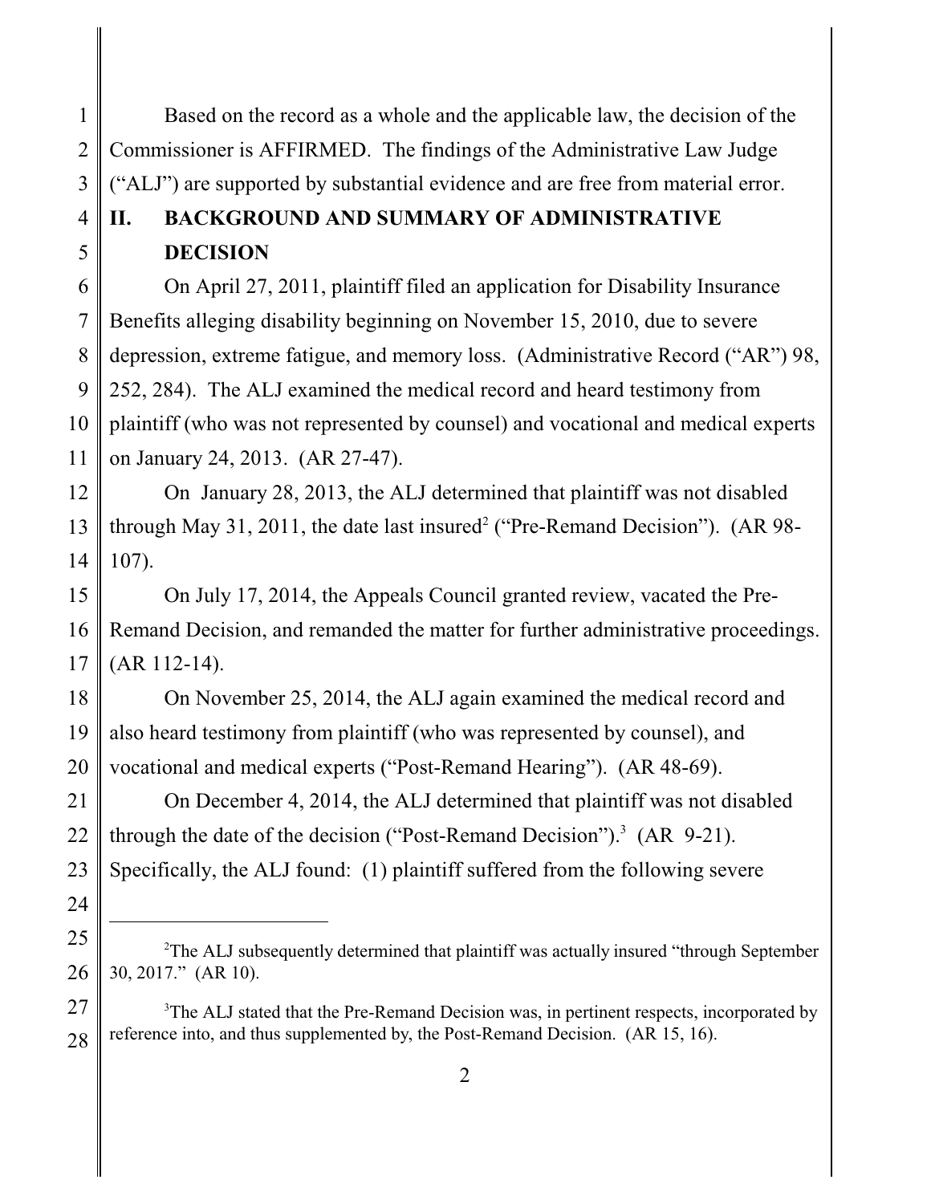Based on the record as a whole and the applicable law, the decision of the Commissioner is AFFIRMED. The findings of the Administrative Law Judge ("ALJ") are supported by substantial evidence and are free from material error.

## II. BACKGROUND AND SUMMARY OF ADMINISTRATIVE DECISION

On April 27, 2011, plaintiff filed an application for Disability Insurance Benefits alleging disability beginning on November 15, 2010, due to severe depression, extreme fatigue, and memory loss. (Administrative Record ("AR") 98, 252, 284). The ALJ examined the medical record and heard testimony from plaintiff (who was not represented by counsel) and vocational and medical experts on January 24, 2013. (AR 27-47).

On January 28, 2013, the ALJ determined that plaintiff was not disabled through May 31, 2011, the date last insured[2] ("Pre-Remand Decision"). (AR 98-107).

On July 17, 2014, the Appeals Council granted review, vacated the Pre-Remand Decision, and remanded the matter for further administrative proceedings. (AR 112-14).

On November 25, 2014, the ALJ again examined the medical record and also heard testimony from plaintiff (who was represented by counsel), and vocational and medical experts ("Post-Remand Hearing"). (AR 48-69).

On December 4, 2014, the ALJ determined that plaintiff was not disabled through the date of the decision ("Post-Remand Decision").[3] (AR 9-21). Specifically, the ALJ found: (1) plaintiff suffered from the following severe

---

[2] The ALJ subsequently determined that plaintiff was actually insured "through September 30, 2017." (AR 10).

[3] The ALJ stated that the Pre-Remand Decision was, in pertinent respects, incorporated by reference into, and thus supplemented by, the Post-Remand Decision. (AR 15, 16).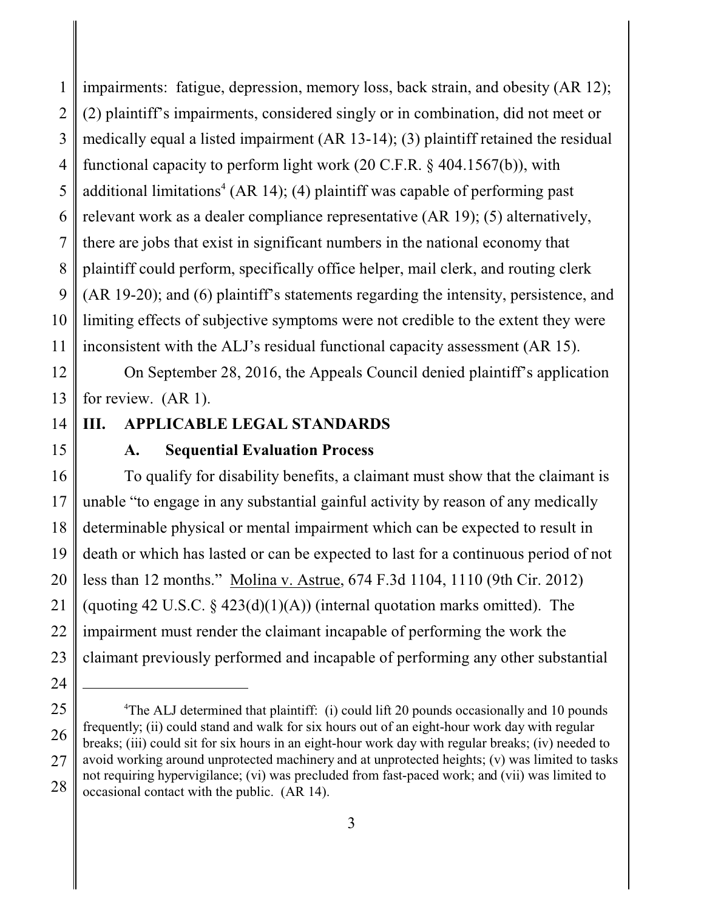impairments: fatigue, depression, memory loss, back strain, and obesity (AR 12); (2) plaintiff's impairments, considered singly or in combination, did not meet or medically equal a listed impairment (AR 13-14); (3) plaintiff retained the residual functional capacity to perform light work (20 C.F.R. § 404.1567(b)), with additional limitations[4] (AR 14); (4) plaintiff was capable of performing past relevant work as a dealer compliance representative (AR 19); (5) alternatively, there are jobs that exist in significant numbers in the national economy that plaintiff could perform, specifically office helper, mail clerk, and routing clerk (AR 19-20); and (6) plaintiff's statements regarding the intensity, persistence, and limiting effects of subjective symptoms were not credible to the extent they were inconsistent with the ALJ's residual functional capacity assessment (AR 15).

On September 28, 2016, the Appeals Council denied plaintiff's application for review. (AR 1).

## III. APPLICABLE LEGAL STANDARDS

### A. Sequential Evaluation Process

To qualify for disability benefits, a claimant must show that the claimant is unable "to engage in any substantial gainful activity by reason of any medically determinable physical or mental impairment which can be expected to result in death or which has lasted or can be expected to last for a continuous period of not less than 12 months." Molina v. Astrue, 674 F.3d 1104, 1110 (9th Cir. 2012) (quoting 42 U.S.C. § 423(d)(1)(A)) (internal quotation marks omitted). The impairment must render the claimant incapable of performing the work the claimant previously performed and incapable of performing any other substantial

---

[4]The ALJ determined that plaintiff: (i) could lift 20 pounds occasionally and 10 pounds frequently; (ii) could stand and walk for six hours out of an eight-hour work day with regular breaks; (iii) could sit for six hours in an eight-hour work day with regular breaks; (iv) needed to avoid working around unprotected machinery and at unprotected heights; (v) was limited to tasks not requiring hypervigilance; (vi) was precluded from fast-paced work; and (vii) was limited to occasional contact with the public. (AR 14).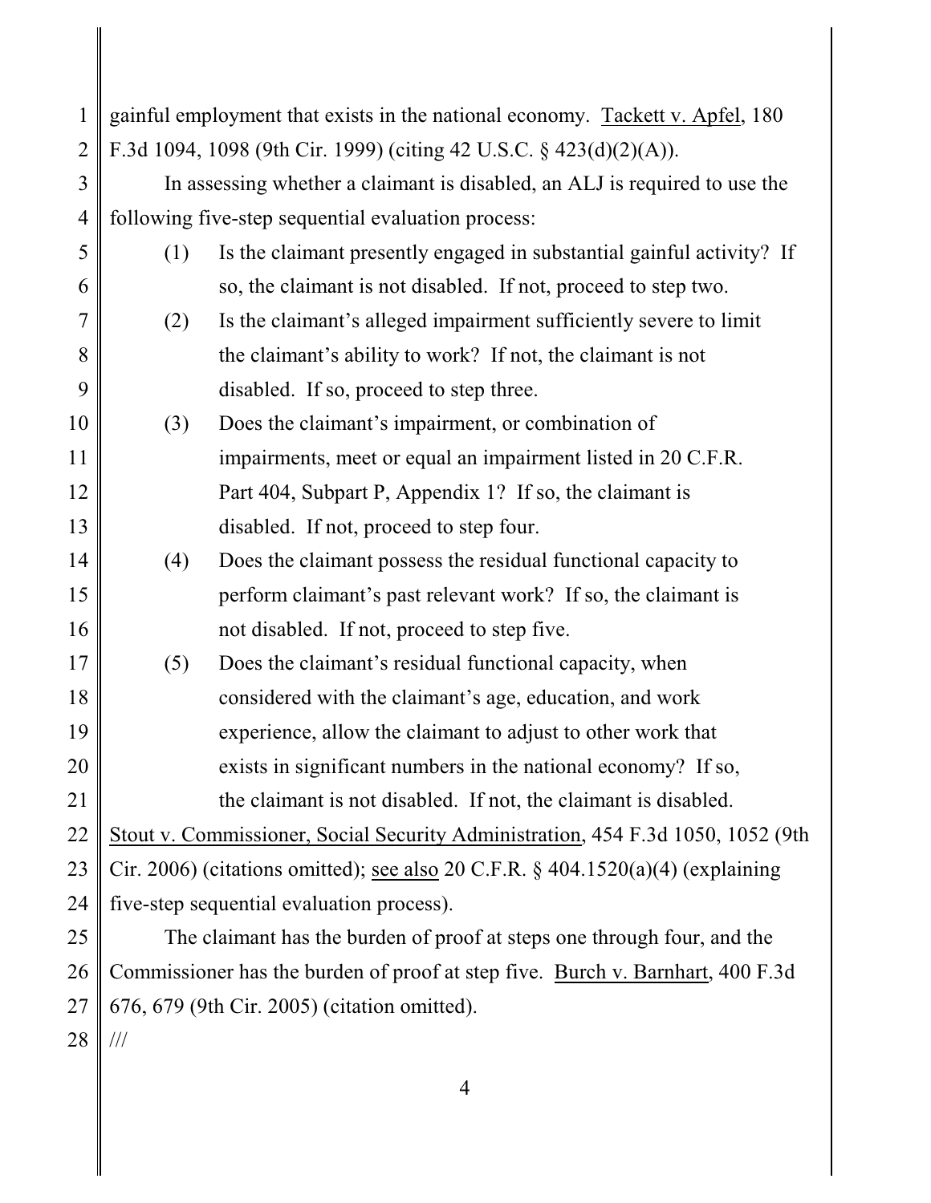gainful employment that exists in the national economy. Tackett v. Apfel, 180 F.3d 1094, 1098 (9th Cir. 1999) (citing 42 U.S.C. § 423(d)(2)(A)).

In assessing whether a claimant is disabled, an ALJ is required to use the following five-step sequential evaluation process:

(1) Is the claimant presently engaged in substantial gainful activity? If so, the claimant is not disabled. If not, proceed to step two.

(2) Is the claimant's alleged impairment sufficiently severe to limit the claimant's ability to work? If not, the claimant is not disabled. If so, proceed to step three.

(3) Does the claimant's impairment, or combination of impairments, meet or equal an impairment listed in 20 C.F.R. Part 404, Subpart P, Appendix 1? If so, the claimant is disabled. If not, proceed to step four.

(4) Does the claimant possess the residual functional capacity to perform claimant's past relevant work? If so, the claimant is not disabled. If not, proceed to step five.

(5) Does the claimant's residual functional capacity, when considered with the claimant's age, education, and work experience, allow the claimant to adjust to other work that exists in significant numbers in the national economy? If so, the claimant is not disabled. If not, the claimant is disabled.

Stout v. Commissioner, Social Security Administration, 454 F.3d 1050, 1052 (9th Cir. 2006) (citations omitted); see also 20 C.F.R. § 404.1520(a)(4) (explaining five-step sequential evaluation process).

The claimant has the burden of proof at steps one through four, and the Commissioner has the burden of proof at step five. Burch v. Barnhart, 400 F.3d 676, 679 (9th Cir. 2005) (citation omitted).

///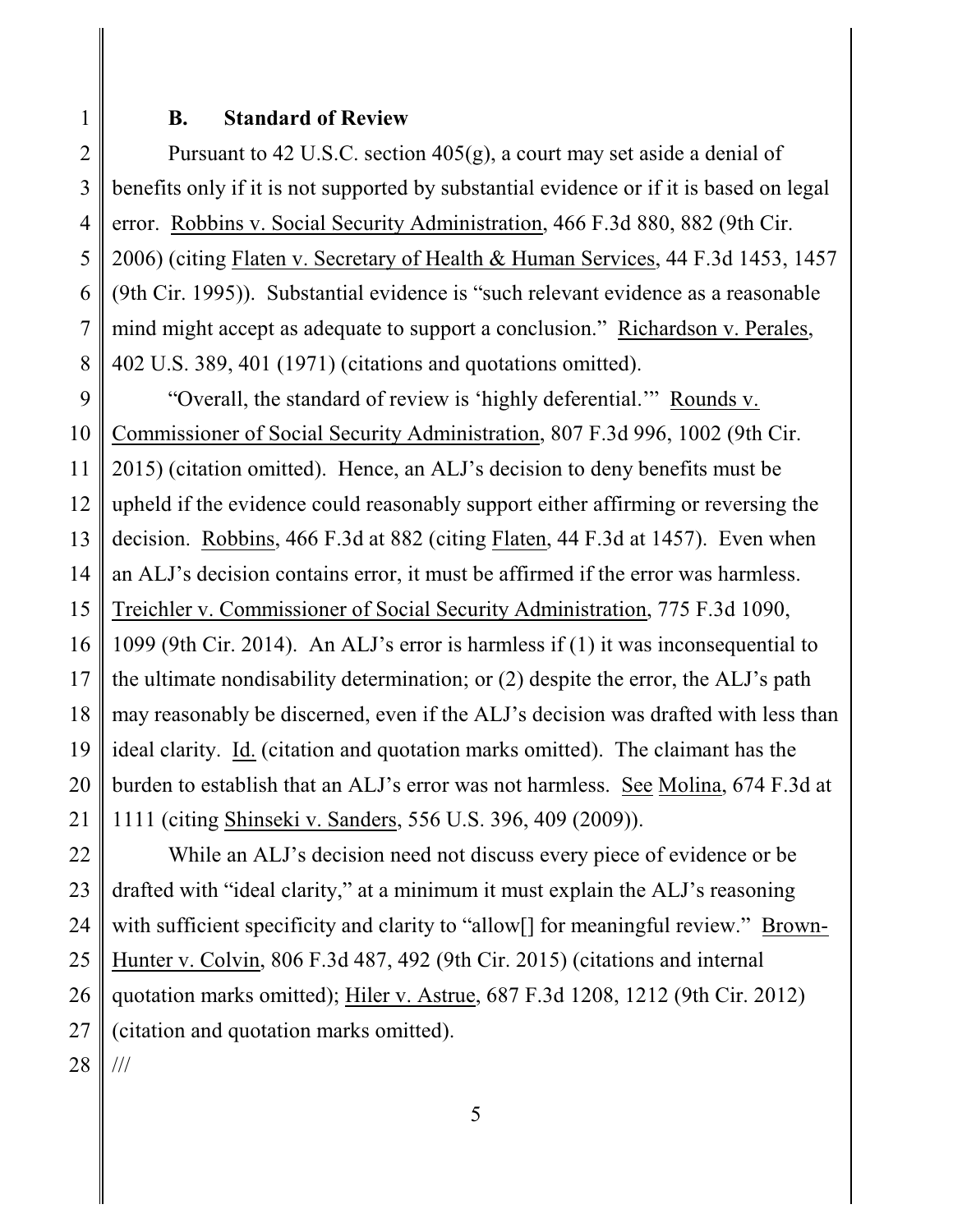### B. Standard of Review

Pursuant to 42 U.S.C. section 405(g), a court may set aside a denial of benefits only if it is not supported by substantial evidence or if it is based on legal error. Robbins v. Social Security Administration, 466 F.3d 880, 882 (9th Cir. 2006) (citing Flaten v. Secretary of Health & Human Services, 44 F.3d 1453, 1457 (9th Cir. 1995)). Substantial evidence is "such relevant evidence as a reasonable mind might accept as adequate to support a conclusion." Richardson v. Perales, 402 U.S. 389, 401 (1971) (citations and quotations omitted).

"Overall, the standard of review is 'highly deferential.'" Rounds v. Commissioner of Social Security Administration, 807 F.3d 996, 1002 (9th Cir. 2015) (citation omitted). Hence, an ALJ's decision to deny benefits must be upheld if the evidence could reasonably support either affirming or reversing the decision. Robbins, 466 F.3d at 882 (citing Flaten, 44 F.3d at 1457). Even when an ALJ's decision contains error, it must be affirmed if the error was harmless. Treichler v. Commissioner of Social Security Administration, 775 F.3d 1090, 1099 (9th Cir. 2014). An ALJ's error is harmless if (1) it was inconsequential to the ultimate nondisability determination; or (2) despite the error, the ALJ's path may reasonably be discerned, even if the ALJ's decision was drafted with less than ideal clarity. Id. (citation and quotation marks omitted). The claimant has the burden to establish that an ALJ's error was not harmless. See Molina, 674 F.3d at 1111 (citing Shinseki v. Sanders, 556 U.S. 396, 409 (2009)).

While an ALJ's decision need not discuss every piece of evidence or be drafted with "ideal clarity," at a minimum it must explain the ALJ's reasoning with sufficient specificity and clarity to "allow[] for meaningful review." Brown-Hunter v. Colvin, 806 F.3d 487, 492 (9th Cir. 2015) (citations and internal quotation marks omitted); Hiler v. Astrue, 687 F.3d 1208, 1212 (9th Cir. 2012) (citation and quotation marks omitted).

///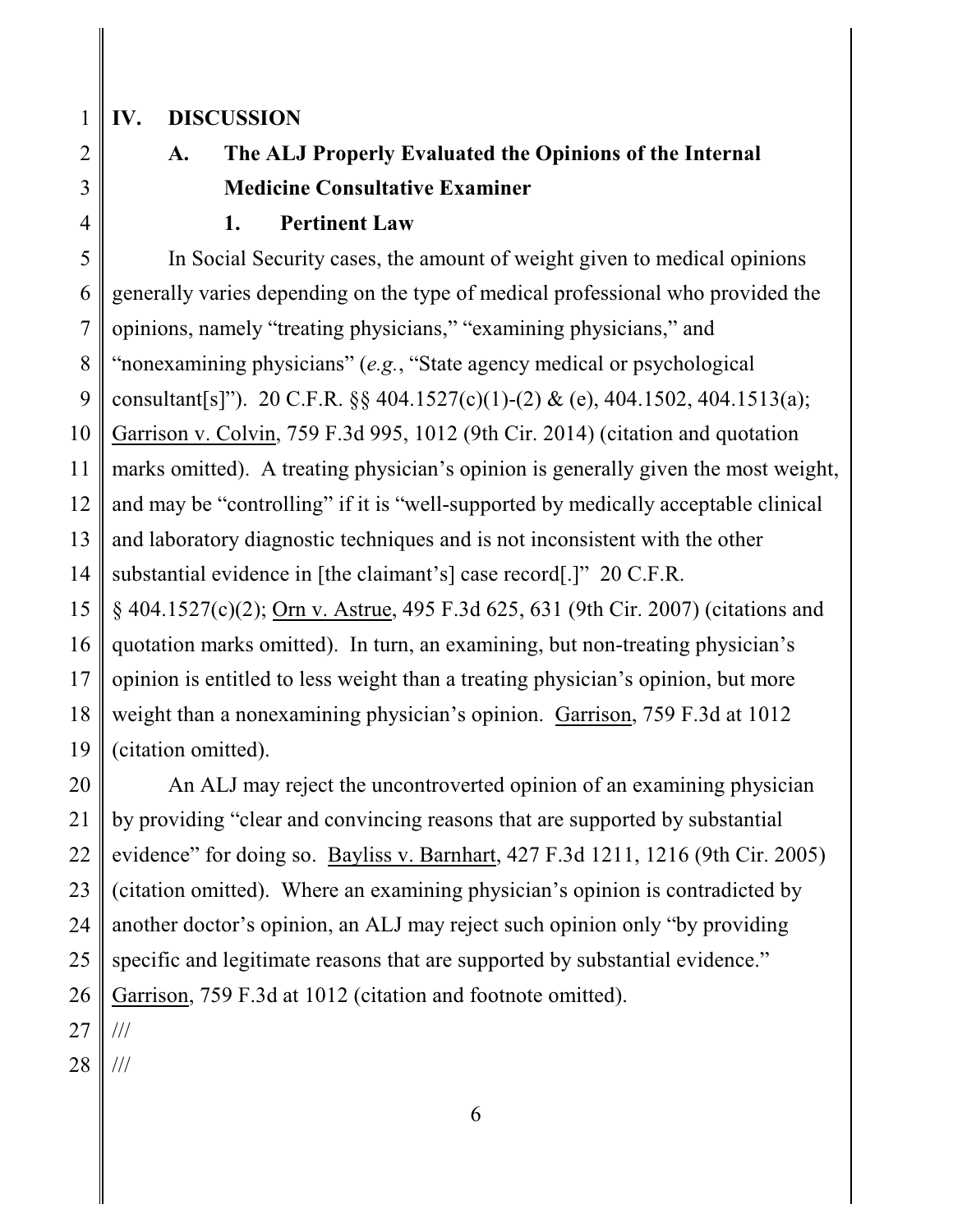## IV. DISCUSSION

### A. The ALJ Properly Evaluated the Opinions of the Internal Medicine Consultative Examiner

#### 1. Pertinent Law

In Social Security cases, the amount of weight given to medical opinions generally varies depending on the type of medical professional who provided the opinions, namely "treating physicians," "examining physicians," and "nonexamining physicians" (*e.g.*, "State agency medical or psychological consultant[s]"). 20 C.F.R. §§ 404.1527(c)(1)-(2) & (e), 404.1502, 404.1513(a); Garrison v. Colvin, 759 F.3d 995, 1012 (9th Cir. 2014) (citation and quotation marks omitted). A treating physician's opinion is generally given the most weight, and may be "controlling" if it is "well-supported by medically acceptable clinical and laboratory diagnostic techniques and is not inconsistent with the other substantial evidence in [the claimant's] case record[.]" 20 C.F.R. § 404.1527(c)(2); Orn v. Astrue, 495 F.3d 625, 631 (9th Cir. 2007) (citations and quotation marks omitted). In turn, an examining, but non-treating physician's opinion is entitled to less weight than a treating physician's opinion, but more weight than a nonexamining physician's opinion. Garrison, 759 F.3d at 1012 (citation omitted).

An ALJ may reject the uncontroverted opinion of an examining physician by providing "clear and convincing reasons that are supported by substantial evidence" for doing so. Bayliss v. Barnhart, 427 F.3d 1211, 1216 (9th Cir. 2005) (citation omitted). Where an examining physician's opinion is contradicted by another doctor's opinion, an ALJ may reject such opinion only "by providing specific and legitimate reasons that are supported by substantial evidence." Garrison, 759 F.3d at 1012 (citation and footnote omitted).

///

///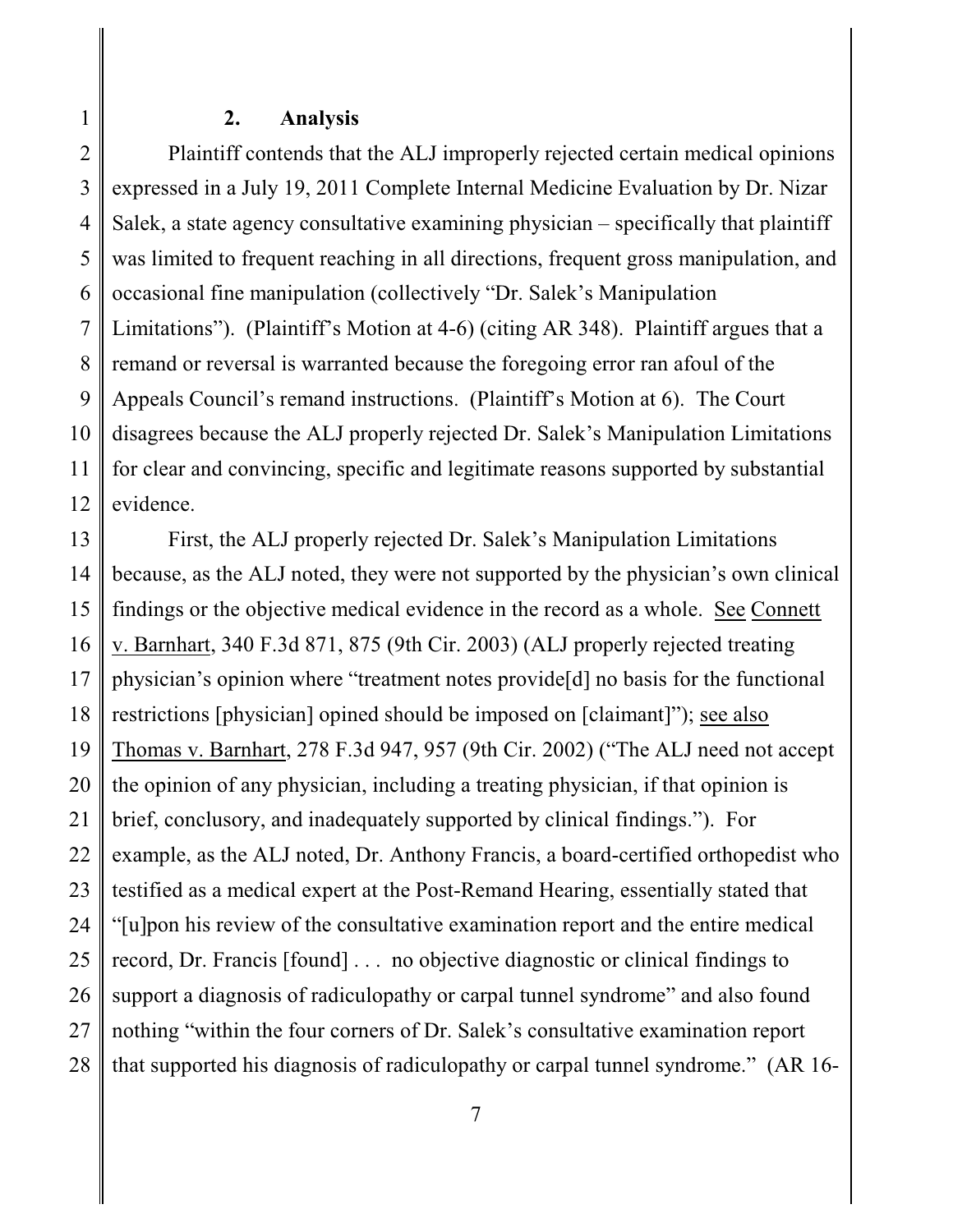### 2. Analysis

Plaintiff contends that the ALJ improperly rejected certain medical opinions expressed in a July 19, 2011 Complete Internal Medicine Evaluation by Dr. Nizar Salek, a state agency consultative examining physician – specifically that plaintiff was limited to frequent reaching in all directions, frequent gross manipulation, and occasional fine manipulation (collectively "Dr. Salek's Manipulation Limitations"). (Plaintiff's Motion at 4-6) (citing AR 348). Plaintiff argues that a remand or reversal is warranted because the foregoing error ran afoul of the Appeals Council's remand instructions. (Plaintiff's Motion at 6). The Court disagrees because the ALJ properly rejected Dr. Salek's Manipulation Limitations for clear and convincing, specific and legitimate reasons supported by substantial evidence.

First, the ALJ properly rejected Dr. Salek's Manipulation Limitations because, as the ALJ noted, they were not supported by the physician's own clinical findings or the objective medical evidence in the record as a whole. See Connett v. Barnhart, 340 F.3d 871, 875 (9th Cir. 2003) (ALJ properly rejected treating physician's opinion where "treatment notes provide[d] no basis for the functional restrictions [physician] opined should be imposed on [claimant]"); see also Thomas v. Barnhart, 278 F.3d 947, 957 (9th Cir. 2002) ("The ALJ need not accept the opinion of any physician, including a treating physician, if that opinion is brief, conclusory, and inadequately supported by clinical findings."). For example, as the ALJ noted, Dr. Anthony Francis, a board-certified orthopedist who testified as a medical expert at the Post-Remand Hearing, essentially stated that "[u]pon his review of the consultative examination report and the entire medical record, Dr. Francis [found] . . . no objective diagnostic or clinical findings to support a diagnosis of radiculopathy or carpal tunnel syndrome" and also found nothing "within the four corners of Dr. Salek's consultative examination report that supported his diagnosis of radiculopathy or carpal tunnel syndrome." (AR 16-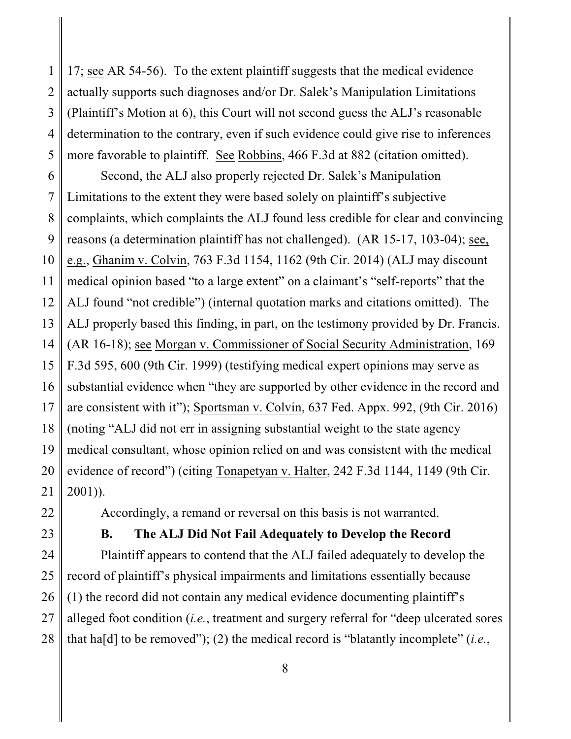17; see AR 54-56). To the extent plaintiff suggests that the medical evidence actually supports such diagnoses and/or Dr. Salek's Manipulation Limitations (Plaintiff's Motion at 6), this Court will not second guess the ALJ's reasonable determination to the contrary, even if such evidence could give rise to inferences more favorable to plaintiff. See Robbins, 466 F.3d at 882 (citation omitted).

Second, the ALJ also properly rejected Dr. Salek's Manipulation Limitations to the extent they were based solely on plaintiff's subjective complaints, which complaints the ALJ found less credible for clear and convincing reasons (a determination plaintiff has not challenged). (AR 15-17, 103-04); see, e.g., Ghanim v. Colvin, 763 F.3d 1154, 1162 (9th Cir. 2014) (ALJ may discount medical opinion based "to a large extent" on a claimant's "self-reports" that the ALJ found "not credible") (internal quotation marks and citations omitted). The ALJ properly based this finding, in part, on the testimony provided by Dr. Francis. (AR 16-18); see Morgan v. Commissioner of Social Security Administration, 169 F.3d 595, 600 (9th Cir. 1999) (testifying medical expert opinions may serve as substantial evidence when "they are supported by other evidence in the record and are consistent with it"); Sportsman v. Colvin, 637 Fed. Appx. 992, (9th Cir. 2016) (noting "ALJ did not err in assigning substantial weight to the state agency medical consultant, whose opinion relied on and was consistent with the medical evidence of record") (citing Tonapetyan v. Halter, 242 F.3d 1144, 1149 (9th Cir. 2001)).

Accordingly, a remand or reversal on this basis is not warranted.

### B. The ALJ Did Not Fail Adequately to Develop the Record

Plaintiff appears to contend that the ALJ failed adequately to develop the record of plaintiff's physical impairments and limitations essentially because (1) the record did not contain any medical evidence documenting plaintiff's alleged foot condition (*i.e.*, treatment and surgery referral for "deep ulcerated sores that ha[d] to be removed"); (2) the medical record is "blatantly incomplete" (*i.e.*,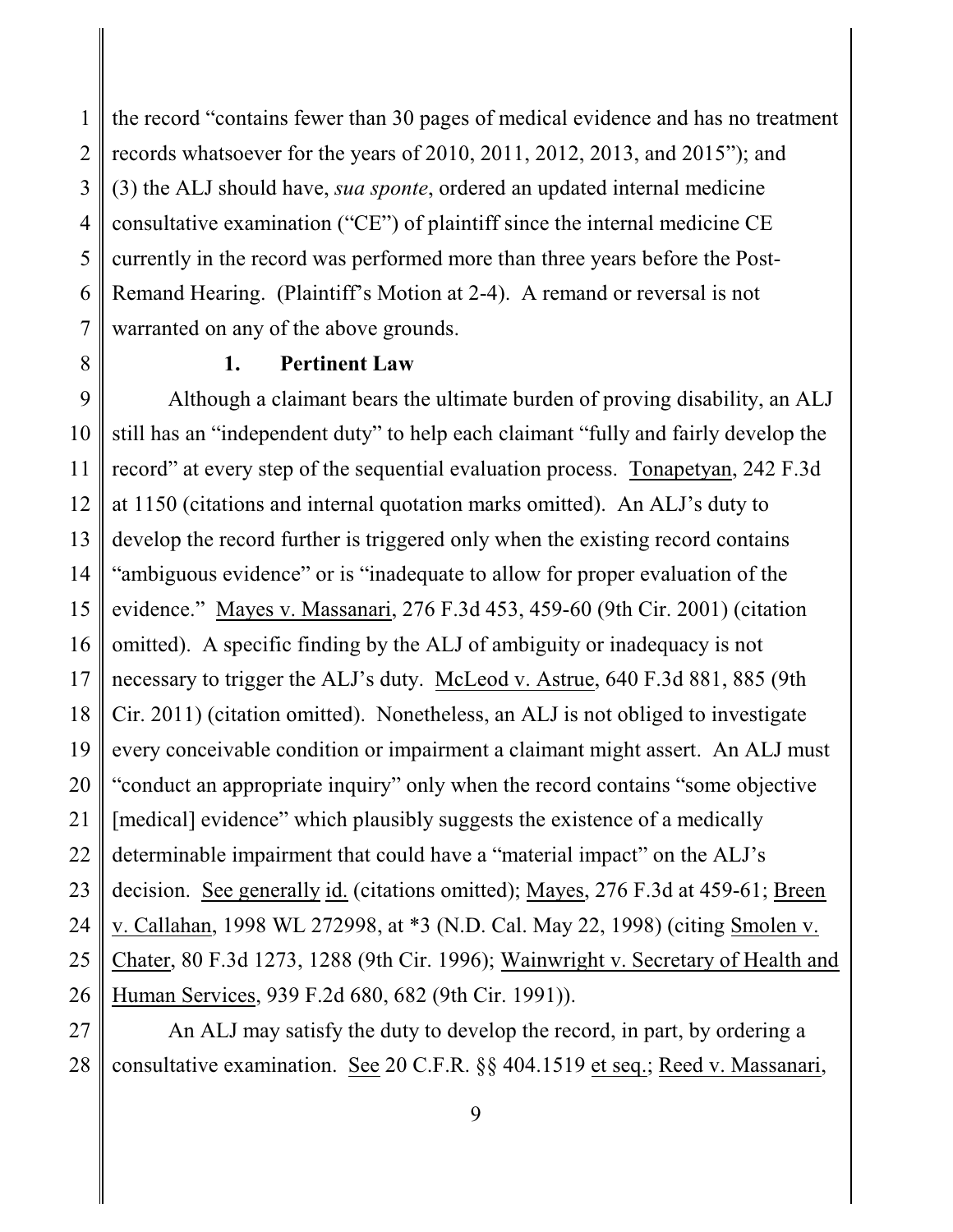the record "contains fewer than 30 pages of medical evidence and has no treatment records whatsoever for the years of 2010, 2011, 2012, 2013, and 2015"); and (3) the ALJ should have, *sua sponte*, ordered an updated internal medicine consultative examination ("CE") of plaintiff since the internal medicine CE currently in the record was performed more than three years before the Post-Remand Hearing. (Plaintiff's Motion at 2-4). A remand or reversal is not warranted on any of the above grounds.

**1. Pertinent Law**

Although a claimant bears the ultimate burden of proving disability, an ALJ still has an "independent duty" to help each claimant "fully and fairly develop the record" at every step of the sequential evaluation process. Tonapetyan, 242 F.3d at 1150 (citations and internal quotation marks omitted). An ALJ's duty to develop the record further is triggered only when the existing record contains "ambiguous evidence" or is "inadequate to allow for proper evaluation of the evidence." Mayes v. Massanari, 276 F.3d 453, 459-60 (9th Cir. 2001) (citation omitted). A specific finding by the ALJ of ambiguity or inadequacy is not necessary to trigger the ALJ's duty. McLeod v. Astrue, 640 F.3d 881, 885 (9th Cir. 2011) (citation omitted). Nonetheless, an ALJ is not obliged to investigate every conceivable condition or impairment a claimant might assert. An ALJ must "conduct an appropriate inquiry" only when the record contains "some objective [medical] evidence" which plausibly suggests the existence of a medically determinable impairment that could have a "material impact" on the ALJ's decision. See generally id. (citations omitted); Mayes, 276 F.3d at 459-61; Breen v. Callahan, 1998 WL 272998, at *3 (N.D. Cal. May 22, 1998) (citing Smolen v. Chater, 80 F.3d 1273, 1288 (9th Cir. 1996); Wainwright v. Secretary of Health and Human Services, 939 F.2d 680, 682 (9th Cir. 1991)).

An ALJ may satisfy the duty to develop the record, in part, by ordering a consultative examination. See 20 C.F.R. §§ 404.1519 et seq.; Reed v. Massanari,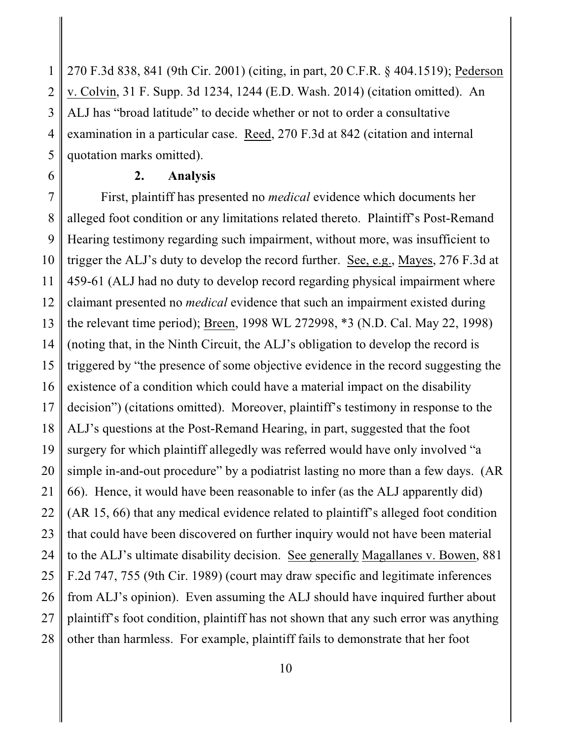270 F.3d 838, 841 (9th Cir. 2001) (citing, in part, 20 C.F.R. § 404.1519); Pederson v. Colvin, 31 F. Supp. 3d 1234, 1244 (E.D. Wash. 2014) (citation omitted). An ALJ has "broad latitude" to decide whether or not to order a consultative examination in a particular case. Reed, 270 F.3d at 842 (citation and internal quotation marks omitted).

### 2. Analysis

First, plaintiff has presented no *medical* evidence which documents her alleged foot condition or any limitations related thereto. Plaintiff's Post-Remand Hearing testimony regarding such impairment, without more, was insufficient to trigger the ALJ's duty to develop the record further. See, e.g., Mayes, 276 F.3d at 459-61 (ALJ had no duty to develop record regarding physical impairment where claimant presented no *medical* evidence that such an impairment existed during the relevant time period); Breen, 1998 WL 272998, *3 (N.D. Cal. May 22, 1998) (noting that, in the Ninth Circuit, the ALJ's obligation to develop the record is triggered by "the presence of some objective evidence in the record suggesting the existence of a condition which could have a material impact on the disability decision") (citations omitted). Moreover, plaintiff's testimony in response to the ALJ's questions at the Post-Remand Hearing, in part, suggested that the foot surgery for which plaintiff allegedly was referred would have only involved "a simple in-and-out procedure" by a podiatrist lasting no more than a few days. (AR 66). Hence, it would have been reasonable to infer (as the ALJ apparently did) (AR 15, 66) that any medical evidence related to plaintiff's alleged foot condition that could have been discovered on further inquiry would not have been material to the ALJ's ultimate disability decision. See generally Magallanes v. Bowen, 881 F.2d 747, 755 (9th Cir. 1989) (court may draw specific and legitimate inferences from ALJ's opinion). Even assuming the ALJ should have inquired further about plaintiff's foot condition, plaintiff has not shown that any such error was anything other than harmless. For example, plaintiff fails to demonstrate that her foot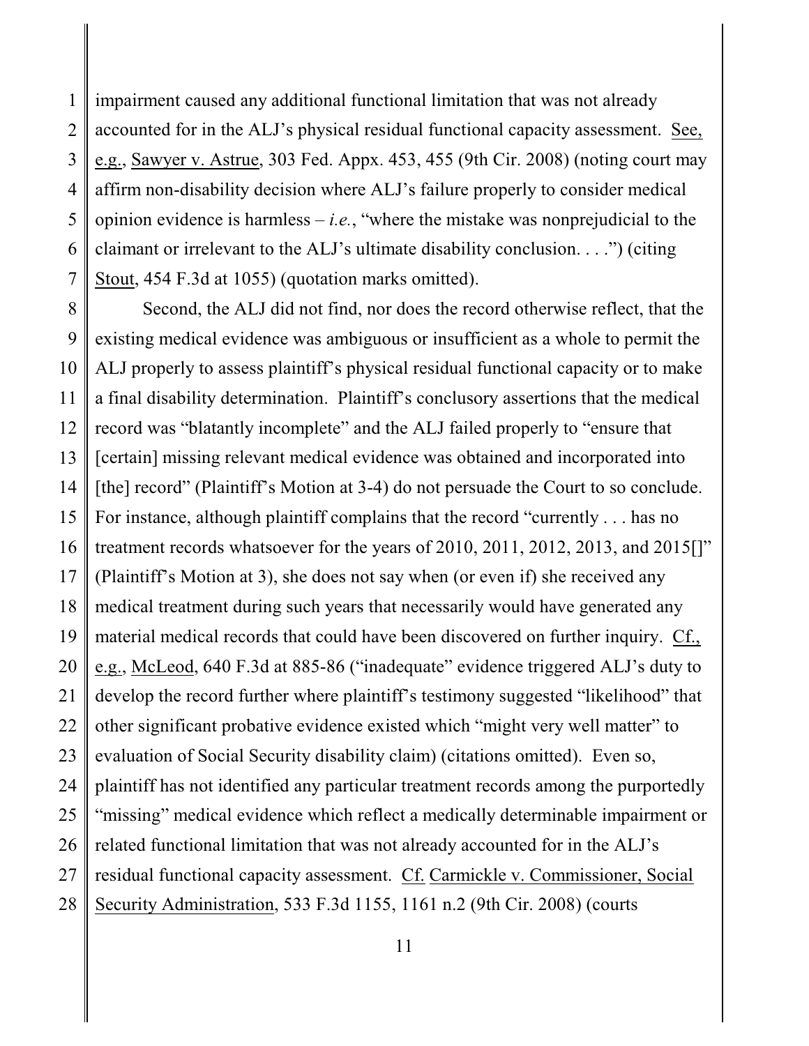impairment caused any additional functional limitation that was not already accounted for in the ALJ's physical residual functional capacity assessment. See, e.g., Sawyer v. Astrue, 303 Fed. Appx. 453, 455 (9th Cir. 2008) (noting court may affirm non-disability decision where ALJ's failure properly to consider medical opinion evidence is harmless – *i.e.*, "where the mistake was nonprejudicial to the claimant or irrelevant to the ALJ's ultimate disability conclusion. . . .") (citing Stout, 454 F.3d at 1055) (quotation marks omitted).

Second, the ALJ did not find, nor does the record otherwise reflect, that the existing medical evidence was ambiguous or insufficient as a whole to permit the ALJ properly to assess plaintiff's physical residual functional capacity or to make a final disability determination. Plaintiff's conclusory assertions that the medical record was "blatantly incomplete" and the ALJ failed properly to "ensure that [certain] missing relevant medical evidence was obtained and incorporated into [the] record" (Plaintiff's Motion at 3-4) do not persuade the Court to so conclude. For instance, although plaintiff complains that the record "currently . . . has no treatment records whatsoever for the years of 2010, 2011, 2012, 2013, and 2015[]" (Plaintiff's Motion at 3), she does not say when (or even if) she received any medical treatment during such years that necessarily would have generated any material medical records that could have been discovered on further inquiry. Cf., e.g., McLeod, 640 F.3d at 885-86 ("inadequate" evidence triggered ALJ's duty to develop the record further where plaintiff's testimony suggested "likelihood" that other significant probative evidence existed which "might very well matter" to evaluation of Social Security disability claim) (citations omitted). Even so, plaintiff has not identified any particular treatment records among the purportedly "missing" medical evidence which reflect a medically determinable impairment or related functional limitation that was not already accounted for in the ALJ's residual functional capacity assessment. Cf. Carmickle v. Commissioner, Social Security Administration, 533 F.3d 1155, 1161 n.2 (9th Cir. 2008) (courts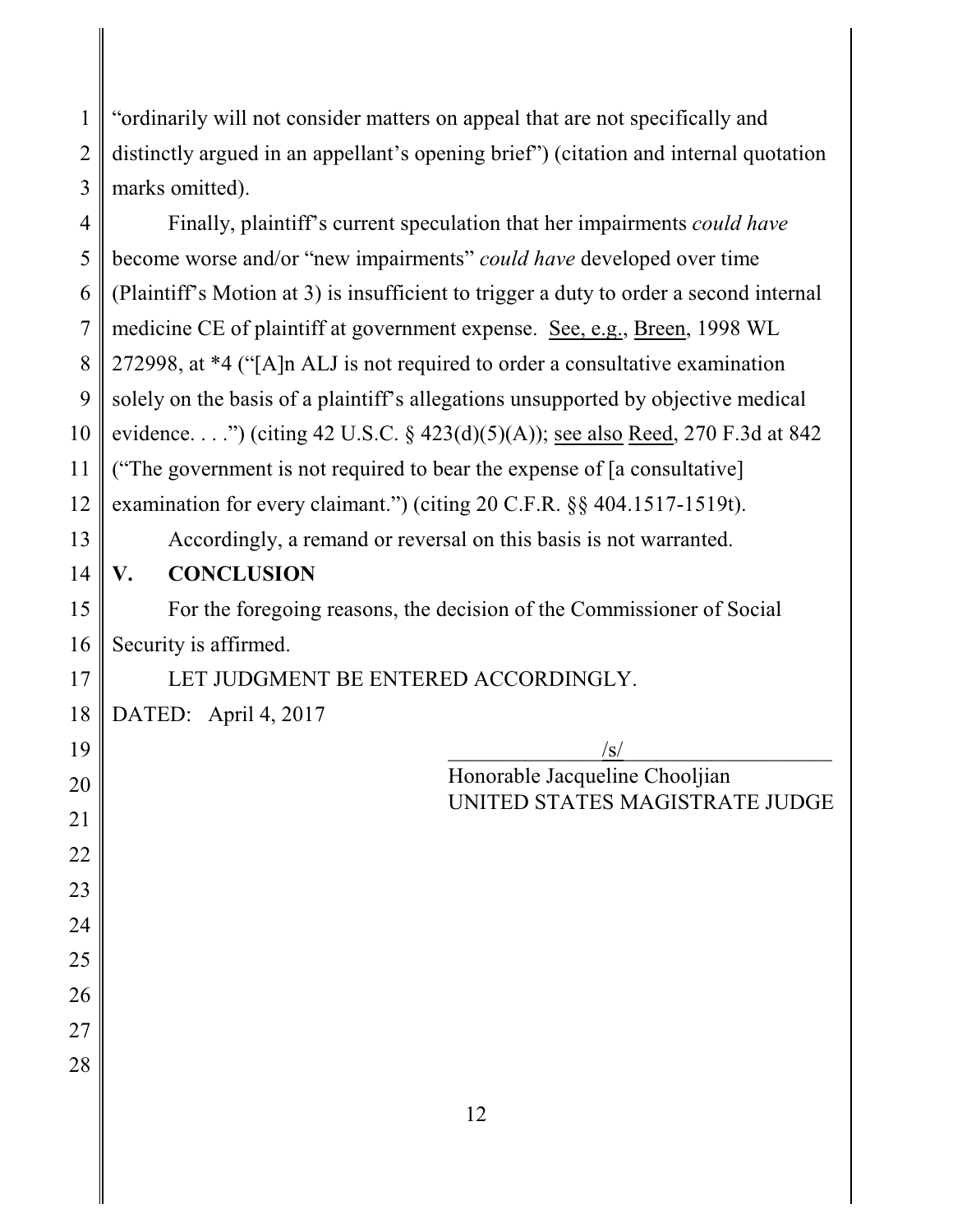"ordinarily will not consider matters on appeal that are not specifically and distinctly argued in an appellant's opening brief") (citation and internal quotation marks omitted).

Finally, plaintiff's current speculation that her impairments *could have* become worse and/or "new impairments" *could have* developed over time (Plaintiff's Motion at 3) is insufficient to trigger a duty to order a second internal medicine CE of plaintiff at government expense. See, e.g., Breen, 1998 WL 272998, at *4 ("[A]n ALJ is not required to order a consultative examination solely on the basis of a plaintiff's allegations unsupported by objective medical evidence. . . .") (citing 42 U.S.C. § 423(d)(5)(A)); see also Reed, 270 F.3d at 842 ("The government is not required to bear the expense of [a consultative] examination for every claimant.") (citing 20 C.F.R. §§ 404.1517-1519t).

Accordingly, a remand or reversal on this basis is not warranted.

## V. CONCLUSION

For the foregoing reasons, the decision of the Commissioner of Social Security is affirmed.

LET JUDGMENT BE ENTERED ACCORDINGLY.

DATED: April 4, 2017

/s/

Honorable Jacqueline Chooljian
UNITED STATES MAGISTRATE JUDGE